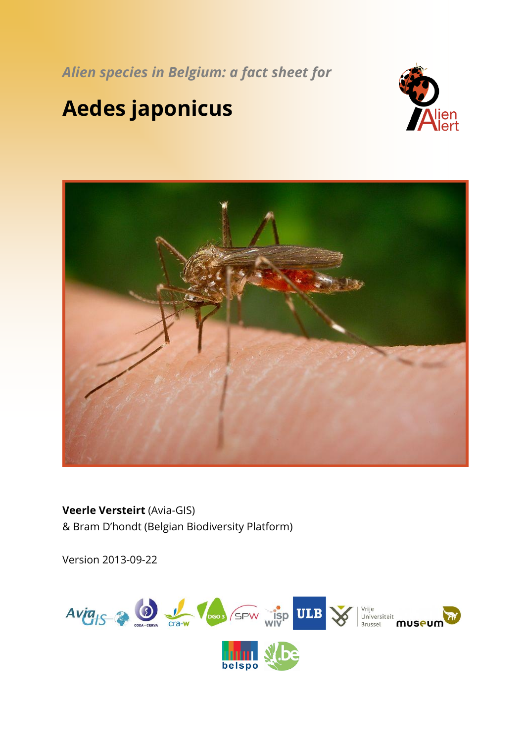*Alien species in Belgium: a fact sheet for*

# Aedes japonicus

**Veerle Versteirt** (Avia-GIS)
& Bram D'hondt (Belgian Biodiversity Platform)

Version 2013-09-22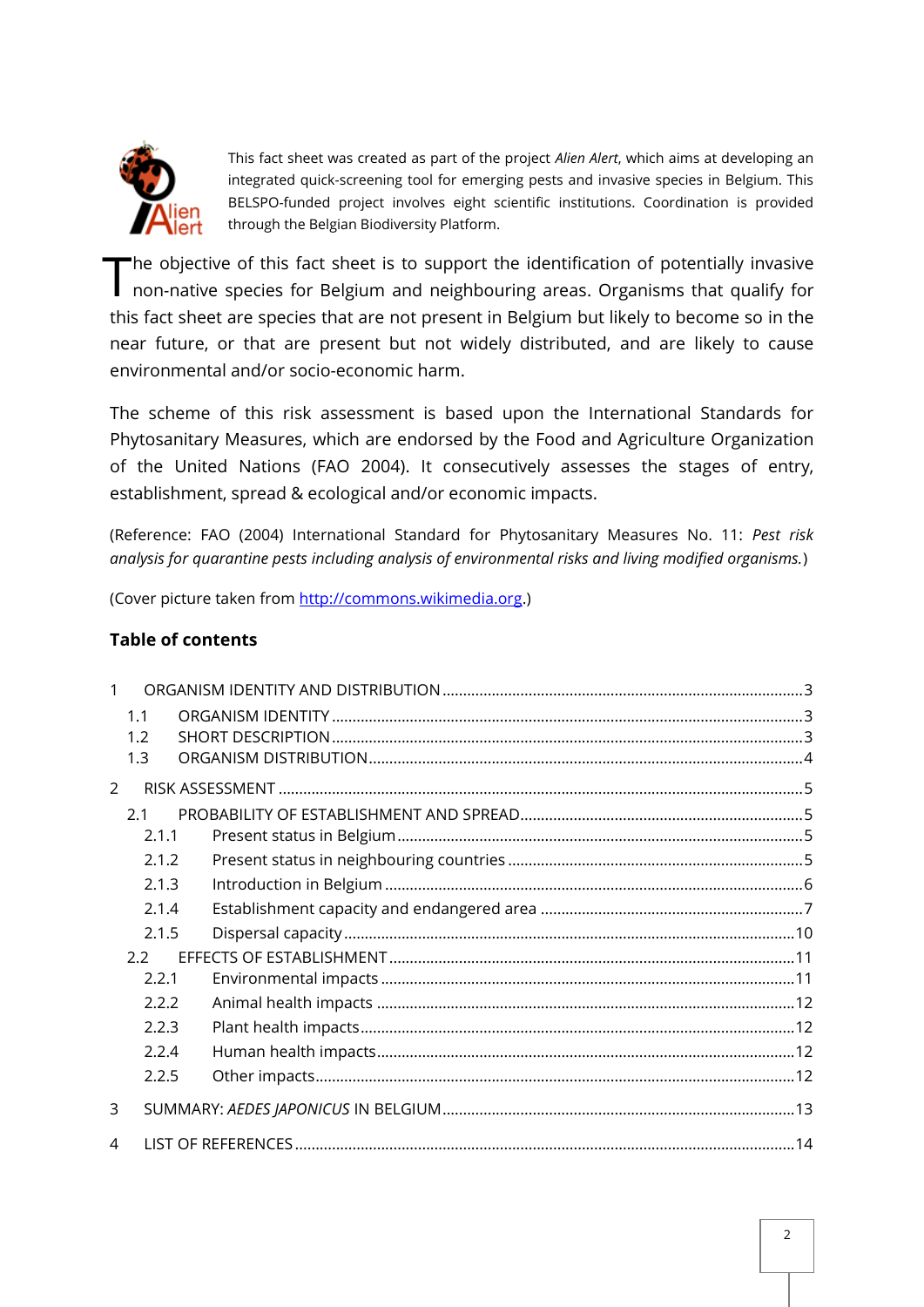This fact sheet was created as part of the project *Alien Alert*, which aims at developing an integrated quick-screening tool for emerging pests and invasive species in Belgium. This BELSPO-funded project involves eight scientific institutions. Coordination is provided through the Belgian Biodiversity Platform.

The objective of this fact sheet is to support the identification of potentially invasive non-native species for Belgium and neighbouring areas. Organisms that qualify for this fact sheet are species that are not present in Belgium but likely to become so in the near future, or that are present but not widely distributed, and are likely to cause environmental and/or socio-economic harm.

The scheme of this risk assessment is based upon the International Standards for Phytosanitary Measures, which are endorsed by the Food and Agriculture Organization of the United Nations (FAO 2004). It consecutively assesses the stages of entry, establishment, spread & ecological and/or economic impacts.

(Reference: FAO (2004) International Standard for Phytosanitary Measures No. 11: *Pest risk analysis for quarantine pests including analysis of environmental risks and living modified organisms.*)

(Cover picture taken from http://commons.wikimedia.org.)

**Table of contents**

1 ORGANISM IDENTITY AND DISTRIBUTION .......... 3
- 1.1 ORGANISM IDENTITY .......... 3
- 1.2 SHORT DESCRIPTION .......... 3
- 1.3 ORGANISM DISTRIBUTION .......... 4

2 RISK ASSESSMENT .......... 5
- 2.1 PROBABILITY OF ESTABLISHMENT AND SPREAD .......... 5
  - 2.1.1 Present status in Belgium .......... 5
  - 2.1.2 Present status in neighbouring countries .......... 5
  - 2.1.3 Introduction in Belgium .......... 6
  - 2.1.4 Establishment capacity and endangered area .......... 7
  - 2.1.5 Dispersal capacity .......... 10
- 2.2 EFFECTS OF ESTABLISHMENT .......... 11
  - 2.2.1 Environmental impacts .......... 11
  - 2.2.2 Animal health impacts .......... 12
  - 2.2.3 Plant health impacts .......... 12
  - 2.2.4 Human health impacts .......... 12
  - 2.2.5 Other impacts .......... 12

3 SUMMARY: *AEDES JAPONICUS* IN BELGIUM .......... 13

4 LIST OF REFERENCES .......... 14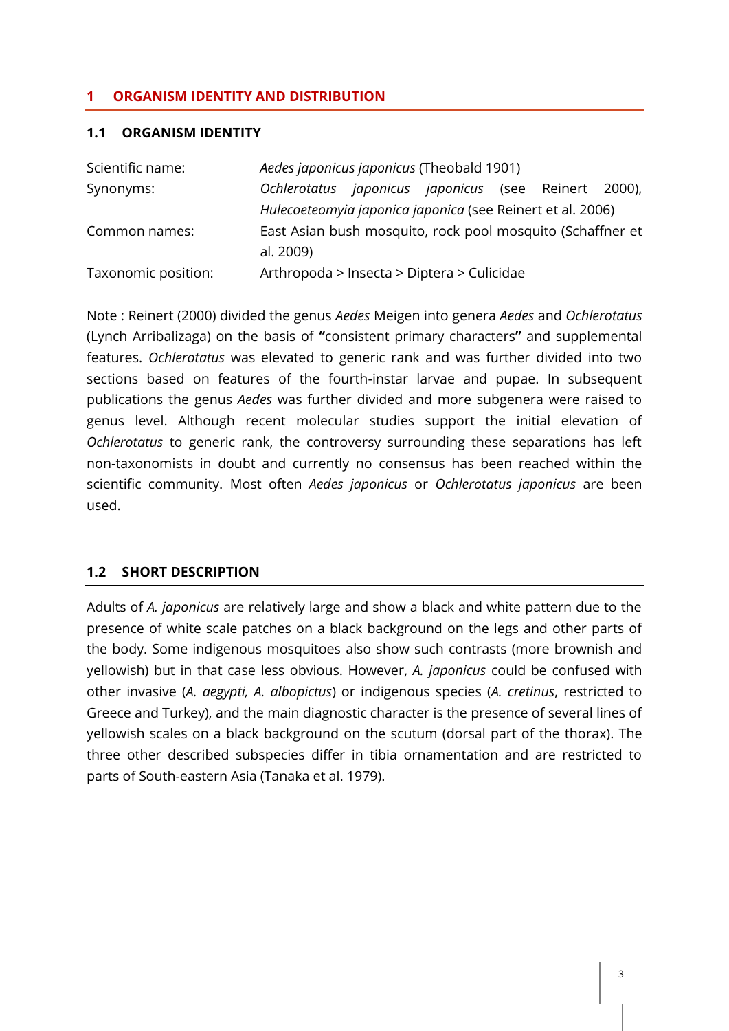# 1 ORGANISM IDENTITY AND DISTRIBUTION

## 1.1 ORGANISM IDENTITY

| | |
|---|---|
| Scientific name: | *Aedes japonicus japonicus* (Theobald 1901) |
| Synonyms: | *Ochlerotatus japonicus japonicus* (see Reinert 2000), *Hulecoeteomyia japonica japonica* (see Reinert et al. 2006) |
| Common names: | East Asian bush mosquito, rock pool mosquito (Schaffner et al. 2009) |
| Taxonomic position: | Arthropoda > Insecta > Diptera > Culicidae |

Note : Reinert (2000) divided the genus *Aedes* Meigen into genera *Aedes* and *Ochlerotatus* (Lynch Arribalizaga) on the basis of **"**consistent primary characters**"** and supplemental features. *Ochlerotatus* was elevated to generic rank and was further divided into two sections based on features of the fourth-instar larvae and pupae. In subsequent publications the genus *Aedes* was further divided and more subgenera were raised to genus level. Although recent molecular studies support the initial elevation of *Ochlerotatus* to generic rank, the controversy surrounding these separations has left non-taxonomists in doubt and currently no consensus has been reached within the scientific community. Most often *Aedes japonicus* or *Ochlerotatus japonicus* are been used.

## 1.2 SHORT DESCRIPTION

Adults of *A. japonicus* are relatively large and show a black and white pattern due to the presence of white scale patches on a black background on the legs and other parts of the body. Some indigenous mosquitoes also show such contrasts (more brownish and yellowish) but in that case less obvious. However, *A. japonicus* could be confused with other invasive (*A. aegypti, A. albopictus*) or indigenous species (*A. cretinus*, restricted to Greece and Turkey), and the main diagnostic character is the presence of several lines of yellowish scales on a black background on the scutum (dorsal part of the thorax). The three other described subspecies differ in tibia ornamentation and are restricted to parts of South-eastern Asia (Tanaka et al. 1979).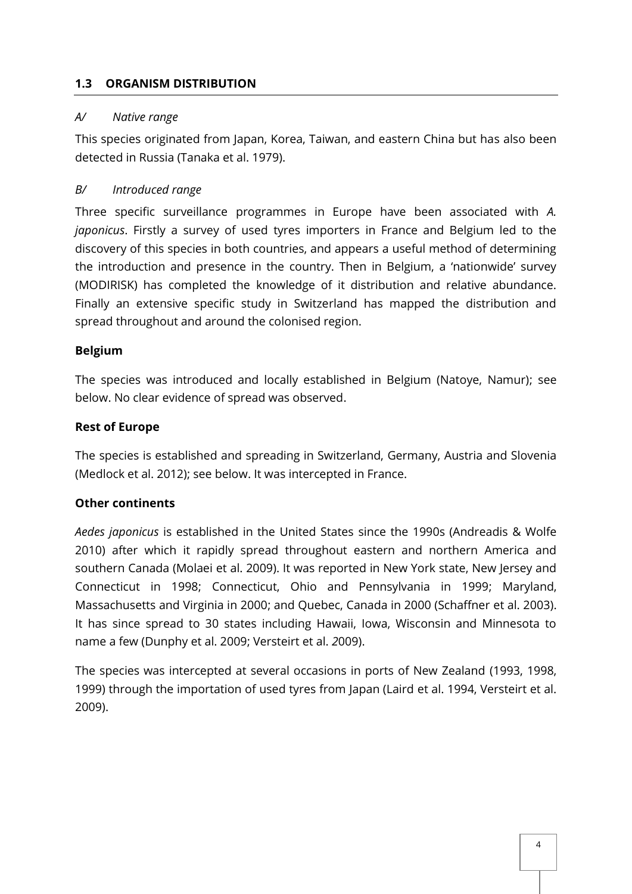### 1.3 ORGANISM DISTRIBUTION

*A/ Native range*

This species originated from Japan, Korea, Taiwan, and eastern China but has also been detected in Russia (Tanaka et al. 1979).

*B/ Introduced range*

Three specific surveillance programmes in Europe have been associated with *A. japonicus*. Firstly a survey of used tyres importers in France and Belgium led to the discovery of this species in both countries, and appears a useful method of determining the introduction and presence in the country. Then in Belgium, a 'nationwide' survey (MODIRISK) has completed the knowledge of it distribution and relative abundance. Finally an extensive specific study in Switzerland has mapped the distribution and spread throughout and around the colonised region.

**Belgium**

The species was introduced and locally established in Belgium (Natoye, Namur); see below. No clear evidence of spread was observed.

**Rest of Europe**

The species is established and spreading in Switzerland, Germany, Austria and Slovenia (Medlock et al. 2012); see below. It was intercepted in France.

**Other continents**

*Aedes japonicus* is established in the United States since the 1990s (Andreadis & Wolfe 2010) after which it rapidly spread throughout eastern and northern America and southern Canada (Molaei et al. 2009). It was reported in New York state, New Jersey and Connecticut in 1998; Connecticut, Ohio and Pennsylvania in 1999; Maryland, Massachusetts and Virginia in 2000; and Quebec, Canada in 2000 (Schaffner et al. 2003). It has since spread to 30 states including Hawaii, Iowa, Wisconsin and Minnesota to name a few (Dunphy et al. 2009; Versteirt et al. 2009).

The species was intercepted at several occasions in ports of New Zealand (1993, 1998, 1999) through the importation of used tyres from Japan (Laird et al. 1994, Versteirt et al. 2009).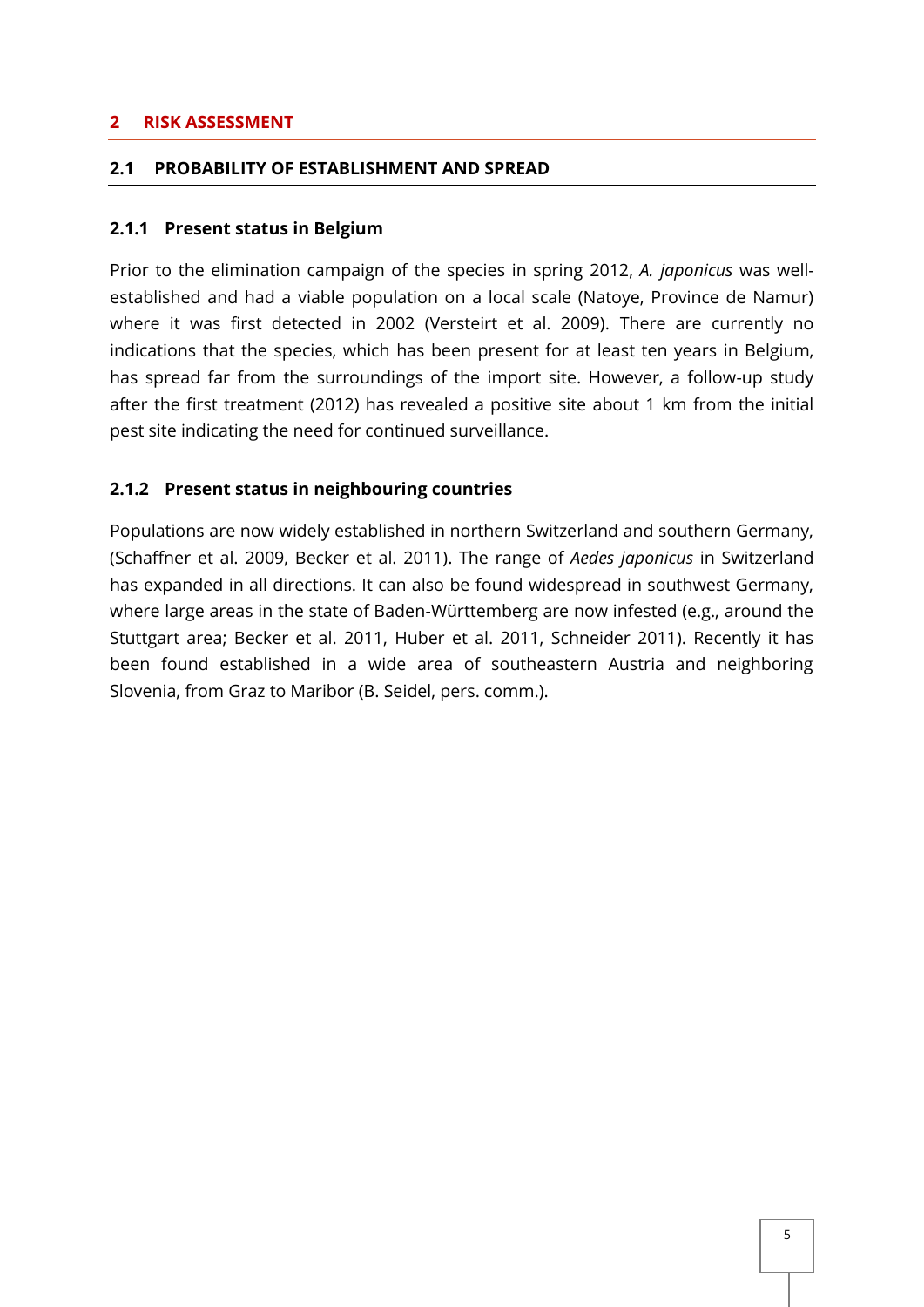# 2 RISK ASSESSMENT

## 2.1 PROBABILITY OF ESTABLISHMENT AND SPREAD

### 2.1.1 Present status in Belgium

Prior to the elimination campaign of the species in spring 2012, *A. japonicus* was well-established and had a viable population on a local scale (Natoye, Province de Namur) where it was first detected in 2002 (Versteirt et al. 2009). There are currently no indications that the species, which has been present for at least ten years in Belgium, has spread far from the surroundings of the import site. However, a follow-up study after the first treatment (2012) has revealed a positive site about 1 km from the initial pest site indicating the need for continued surveillance.

### 2.1.2 Present status in neighbouring countries

Populations are now widely established in northern Switzerland and southern Germany, (Schaffner et al. 2009, Becker et al. 2011). The range of *Aedes japonicus* in Switzerland has expanded in all directions. It can also be found widespread in southwest Germany, where large areas in the state of Baden-Württemberg are now infested (e.g., around the Stuttgart area; Becker et al. 2011, Huber et al. 2011, Schneider 2011). Recently it has been found established in a wide area of southeastern Austria and neighboring Slovenia, from Graz to Maribor (B. Seidel, pers. comm.).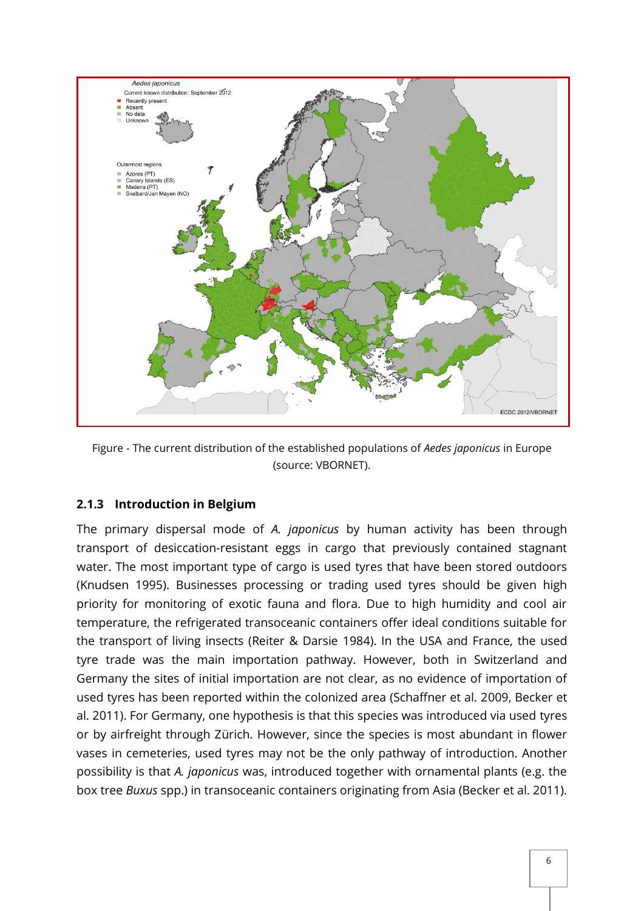Figure - The current distribution of the established populations of *Aedes japonicus* in Europe (source: VBORNET).

### 2.1.3 Introduction in Belgium

The primary dispersal mode of *A. japonicus* by human activity has been through transport of desiccation-resistant eggs in cargo that previously contained stagnant water. The most important type of cargo is used tyres that have been stored outdoors (Knudsen 1995). Businesses processing or trading used tyres should be given high priority for monitoring of exotic fauna and flora. Due to high humidity and cool air temperature, the refrigerated transoceanic containers offer ideal conditions suitable for the transport of living insects (Reiter & Darsie 1984). In the USA and France, the used tyre trade was the main importation pathway. However, both in Switzerland and Germany the sites of initial importation are not clear, as no evidence of importation of used tyres has been reported within the colonized area (Schaffner et al. 2009, Becker et al. 2011). For Germany, one hypothesis is that this species was introduced via used tyres or by airfreight through Zürich. However, since the species is most abundant in flower vases in cemeteries, used tyres may not be the only pathway of introduction. Another possibility is that *A. japonicus* was, introduced together with ornamental plants (e.g. the box tree *Buxus* spp.) in transoceanic containers originating from Asia (Becker et al. 2011).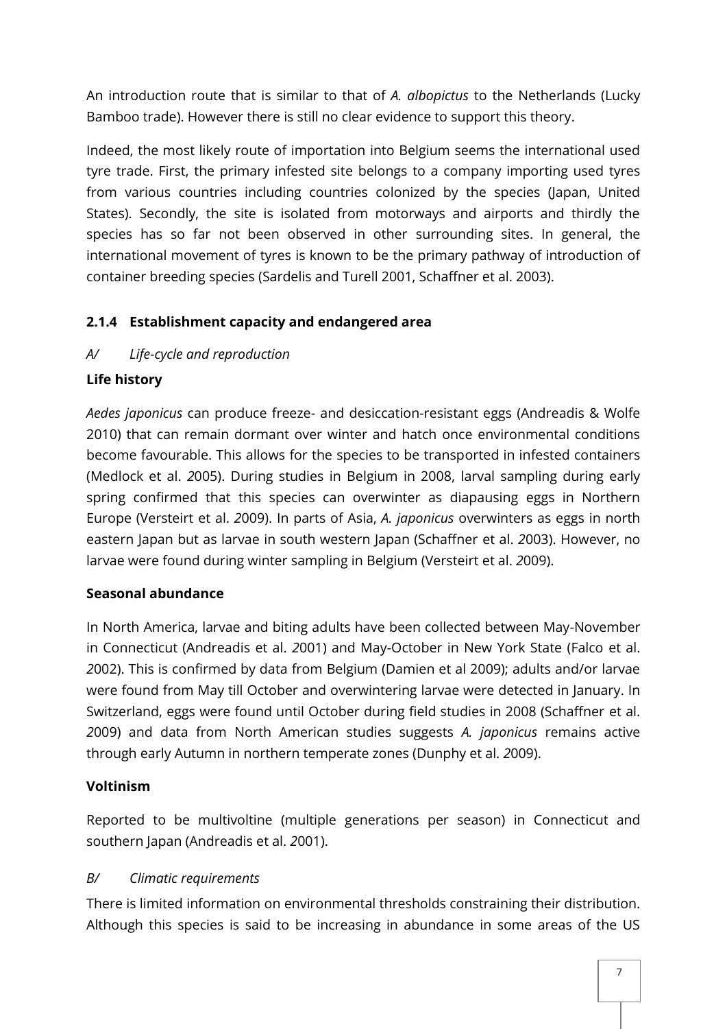An introduction route that is similar to that of *A. albopictus* to the Netherlands (Lucky Bamboo trade). However there is still no clear evidence to support this theory.

Indeed, the most likely route of importation into Belgium seems the international used tyre trade. First, the primary infested site belongs to a company importing used tyres from various countries including countries colonized by the species (Japan, United States). Secondly, the site is isolated from motorways and airports and thirdly the species has so far not been observed in other surrounding sites. In general, the international movement of tyres is known to be the primary pathway of introduction of container breeding species (Sardelis and Turell 2001, Schaffner et al. 2003).

### 2.1.4 Establishment capacity and endangered area

*A/ Life-cycle and reproduction*

**Life history**

*Aedes japonicus* can produce freeze- and desiccation-resistant eggs (Andreadis & Wolfe 2010) that can remain dormant over winter and hatch once environmental conditions become favourable. This allows for the species to be transported in infested containers (Medlock et al. 2005). During studies in Belgium in 2008, larval sampling during early spring confirmed that this species can overwinter as diapausing eggs in Northern Europe (Versteirt et al. 2009). In parts of Asia, *A. japonicus* overwinters as eggs in north eastern Japan but as larvae in south western Japan (Schaffner et al. 2003). However, no larvae were found during winter sampling in Belgium (Versteirt et al. 2009).

**Seasonal abundance**

In North America, larvae and biting adults have been collected between May-November in Connecticut (Andreadis et al. 2001) and May-October in New York State (Falco et al. 2002). This is confirmed by data from Belgium (Damien et al 2009); adults and/or larvae were found from May till October and overwintering larvae were detected in January. In Switzerland, eggs were found until October during field studies in 2008 (Schaffner et al. 2009) and data from North American studies suggests *A. japonicus* remains active through early Autumn in northern temperate zones (Dunphy et al. 2009).

**Voltinism**

Reported to be multivoltine (multiple generations per season) in Connecticut and southern Japan (Andreadis et al. 2001).

*B/ Climatic requirements*

There is limited information on environmental thresholds constraining their distribution. Although this species is said to be increasing in abundance in some areas of the US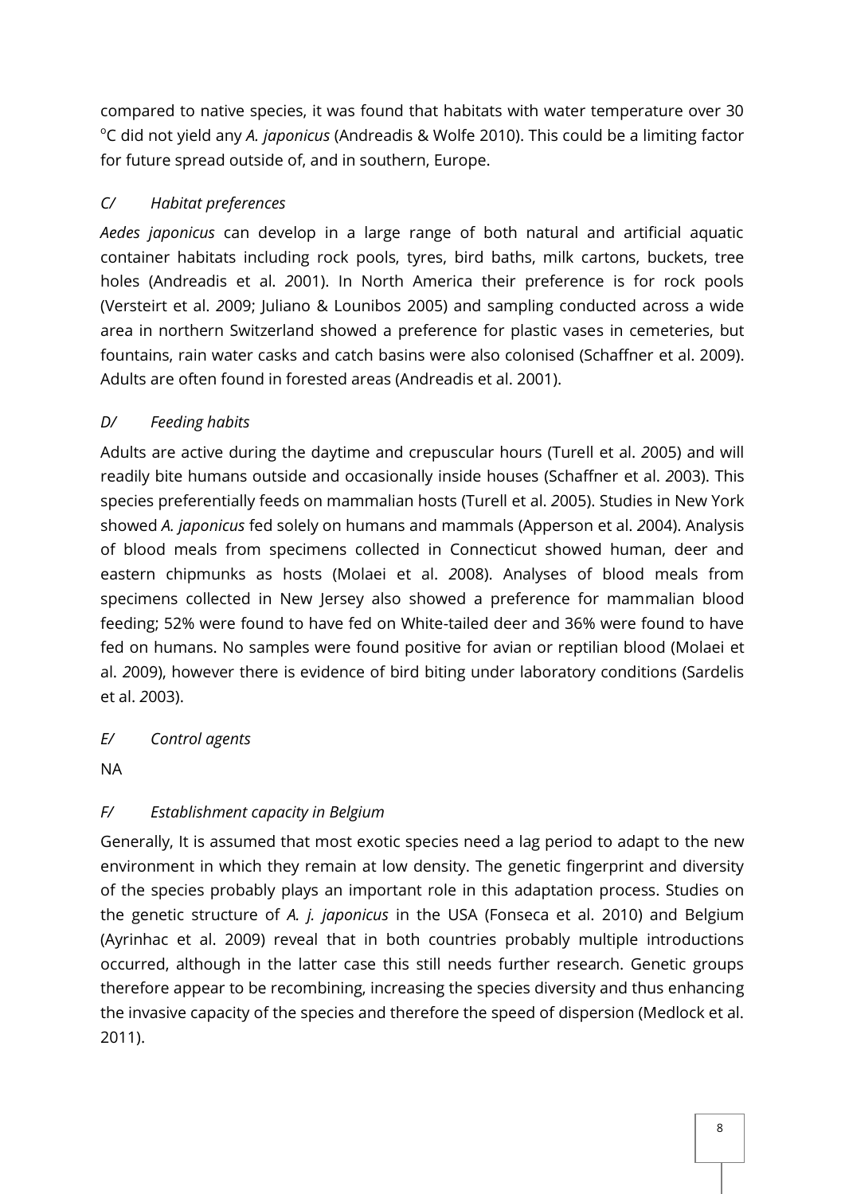compared to native species, it was found that habitats with water temperature over 30 $^{o}$C did not yield any *A. japonicus* (Andreadis & Wolfe 2010). This could be a limiting factor for future spread outside of, and in southern, Europe.

### *C/ Habitat preferences*

*Aedes japonicus* can develop in a large range of both natural and artificial aquatic container habitats including rock pools, tyres, bird baths, milk cartons, buckets, tree holes (Andreadis et al. *2*001). In North America their preference is for rock pools (Versteirt et al. *2*009; Juliano & Lounibos 2005) and sampling conducted across a wide area in northern Switzerland showed a preference for plastic vases in cemeteries, but fountains, rain water casks and catch basins were also colonised (Schaffner et al. 2009). Adults are often found in forested areas (Andreadis et al. 2001).

### *D/ Feeding habits*

Adults are active during the daytime and crepuscular hours (Turell et al. *2*005) and will readily bite humans outside and occasionally inside houses (Schaffner et al. *2*003). This species preferentially feeds on mammalian hosts (Turell et al. *2*005). Studies in New York showed *A. japonicus* fed solely on humans and mammals (Apperson et al. *2*004). Analysis of blood meals from specimens collected in Connecticut showed human, deer and eastern chipmunks as hosts (Molaei et al. *2*008). Analyses of blood meals from specimens collected in New Jersey also showed a preference for mammalian blood feeding; 52% were found to have fed on White-tailed deer and 36% were found to have fed on humans. No samples were found positive for avian or reptilian blood (Molaei et al. *2*009), however there is evidence of bird biting under laboratory conditions (Sardelis et al. *2*003).

### *E/ Control agents*

NA

### *F/ Establishment capacity in Belgium*

Generally, It is assumed that most exotic species need a lag period to adapt to the new environment in which they remain at low density. The genetic fingerprint and diversity of the species probably plays an important role in this adaptation process. Studies on the genetic structure of *A. j. japonicus* in the USA (Fonseca et al. 2010) and Belgium (Ayrinhac et al. 2009) reveal that in both countries probably multiple introductions occurred, although in the latter case this still needs further research. Genetic groups therefore appear to be recombining, increasing the species diversity and thus enhancing the invasive capacity of the species and therefore the speed of dispersion (Medlock et al. 2011).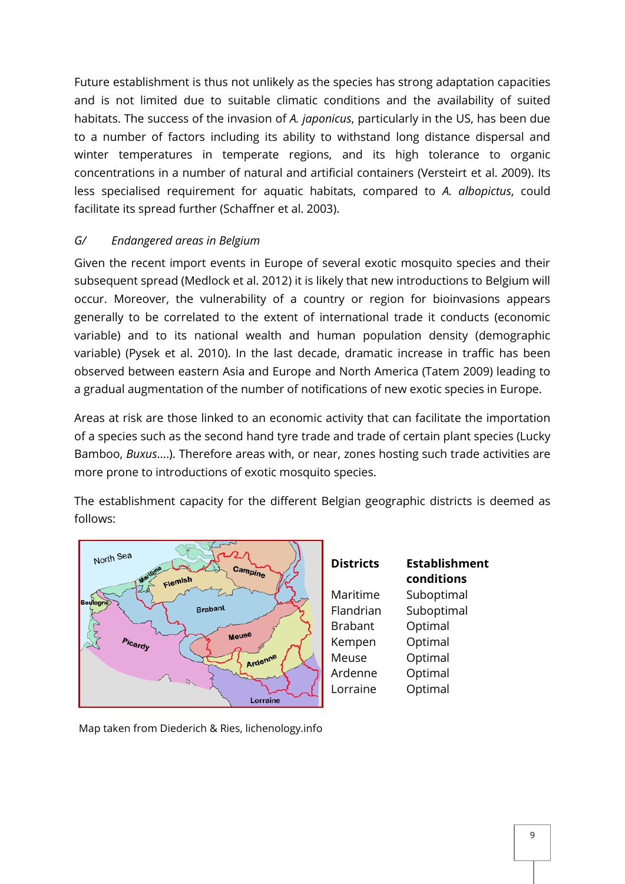Future establishment is thus not unlikely as the species has strong adaptation capacities and is not limited due to suitable climatic conditions and the availability of suited habitats. The success of the invasion of *A. japonicus*, particularly in the US, has been due to a number of factors including its ability to withstand long distance dispersal and winter temperatures in temperate regions, and its high tolerance to organic concentrations in a number of natural and artificial containers (Versteirt et al. 2009). Its less specialised requirement for aquatic habitats, compared to *A. albopictus*, could facilitate its spread further (Schaffner et al. 2003).

### *G/ Endangered areas in Belgium*

Given the recent import events in Europe of several exotic mosquito species and their subsequent spread (Medlock et al. 2012) it is likely that new introductions to Belgium will occur. Moreover, the vulnerability of a country or region for bioinvasions appears generally to be correlated to the extent of international trade it conducts (economic variable) and to its national wealth and human population density (demographic variable) (Pysek et al. 2010). In the last decade, dramatic increase in traffic has been observed between eastern Asia and Europe and North America (Tatem 2009) leading to a gradual augmentation of the number of notifications of new exotic species in Europe.

Areas at risk are those linked to an economic activity that can facilitate the importation of a species such as the second hand tyre trade and trade of certain plant species (Lucky Bamboo, *Buxus*….). Therefore areas with, or near, zones hosting such trade activities are more prone to introductions of exotic mosquito species.

The establishment capacity for the different Belgian geographic districts is deemed as follows:

| Districts | Establishment conditions |
|---|---|
| Maritime | Suboptimal |
| Flandrian | Suboptimal |
| Brabant | Optimal |
| Kempen | Optimal |
| Meuse | Optimal |
| Ardenne | Optimal |
| Lorraine | Optimal |

Map taken from Diederich & Ries, lichenology.info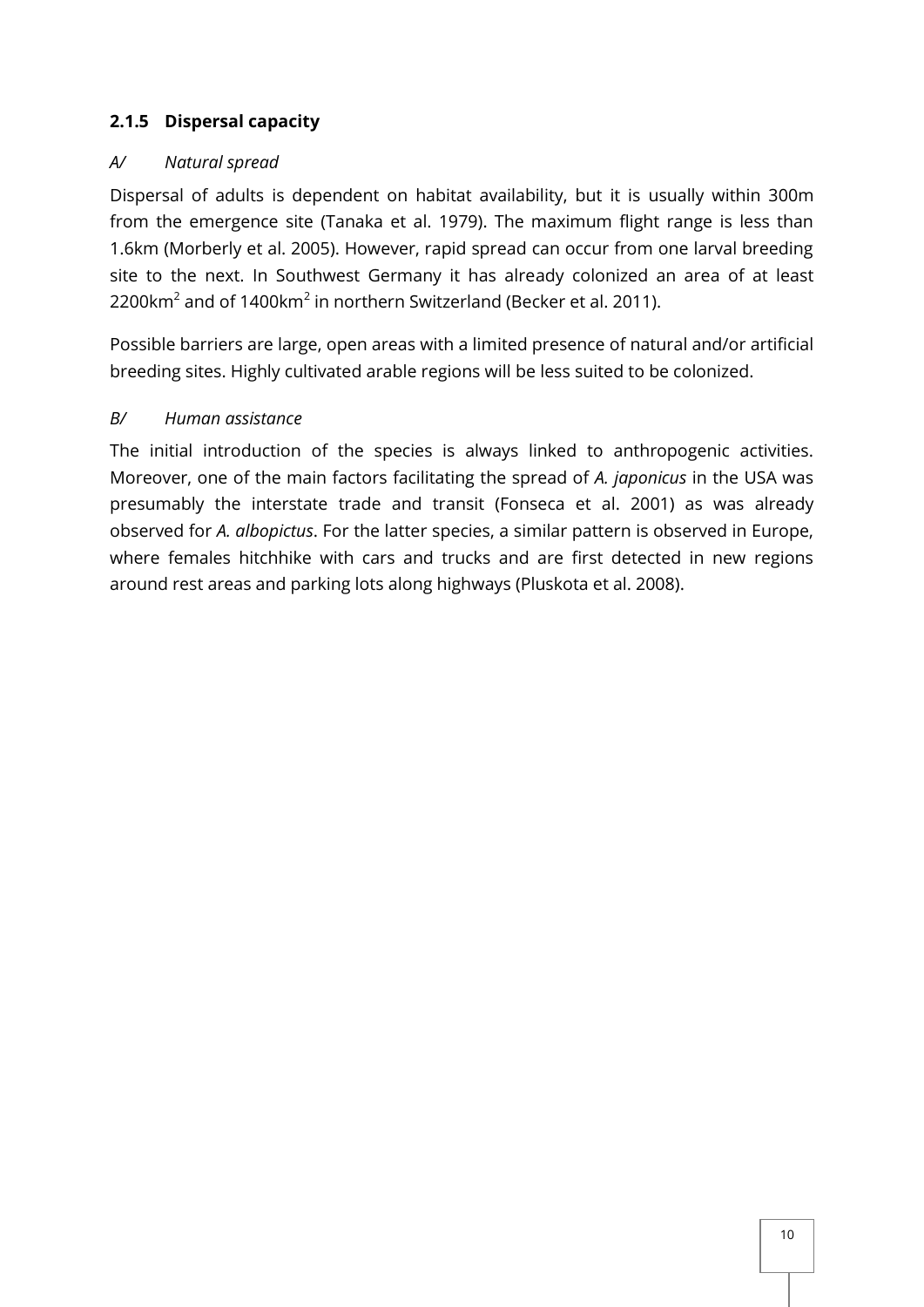### 2.1.5 Dispersal capacity

*A/ Natural spread*

Dispersal of adults is dependent on habitat availability, but it is usually within 300m from the emergence site (Tanaka et al. 1979). The maximum flight range is less than 1.6km (Morberly et al. 2005). However, rapid spread can occur from one larval breeding site to the next. In Southwest Germany it has already colonized an area of at least $2200km^2$ and of $1400km^2$ in northern Switzerland (Becker et al. 2011).

Possible barriers are large, open areas with a limited presence of natural and/or artificial breeding sites. Highly cultivated arable regions will be less suited to be colonized.

*B/ Human assistance*

The initial introduction of the species is always linked to anthropogenic activities. Moreover, one of the main factors facilitating the spread of *A. japonicus* in the USA was presumably the interstate trade and transit (Fonseca et al. 2001) as was already observed for *A. albopictus*. For the latter species, a similar pattern is observed in Europe, where females hitchhike with cars and trucks and are first detected in new regions around rest areas and parking lots along highways (Pluskota et al. 2008).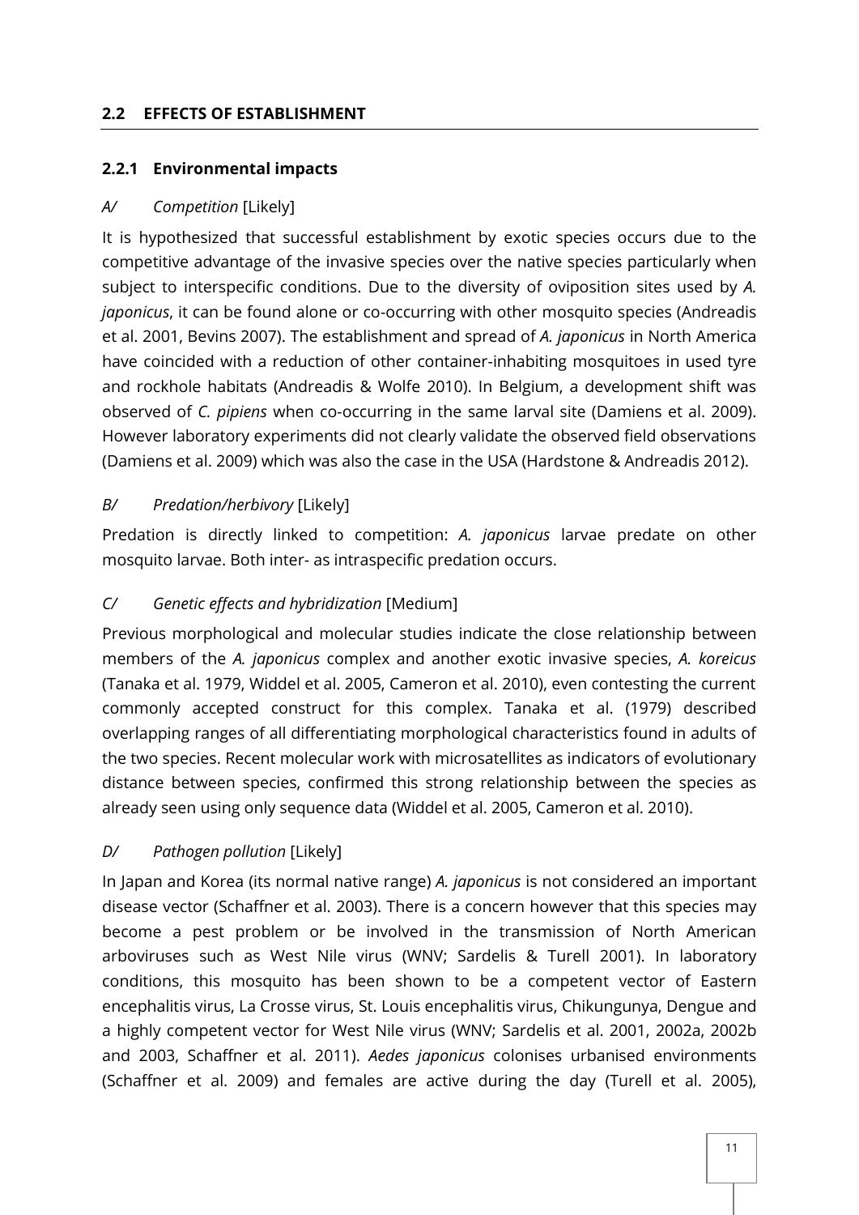## 2.2 EFFECTS OF ESTABLISHMENT

### 2.2.1 Environmental impacts

*A/ Competition* [Likely]

It is hypothesized that successful establishment by exotic species occurs due to the competitive advantage of the invasive species over the native species particularly when subject to interspecific conditions. Due to the diversity of oviposition sites used by *A. japonicus*, it can be found alone or co-occurring with other mosquito species (Andreadis et al. 2001, Bevins 2007). The establishment and spread of *A. japonicus* in North America have coincided with a reduction of other container-inhabiting mosquitoes in used tyre and rockhole habitats (Andreadis & Wolfe 2010). In Belgium, a development shift was observed of *C. pipiens* when co-occurring in the same larval site (Damiens et al. 2009). However laboratory experiments did not clearly validate the observed field observations (Damiens et al. 2009) which was also the case in the USA (Hardstone & Andreadis 2012).

*B/ Predation/herbivory* [Likely]

Predation is directly linked to competition: *A. japonicus* larvae predate on other mosquito larvae. Both inter- as intraspecific predation occurs.

*C/ Genetic effects and hybridization* [Medium]

Previous morphological and molecular studies indicate the close relationship between members of the *A. japonicus* complex and another exotic invasive species, *A. koreicus* (Tanaka et al. 1979, Widdel et al. 2005, Cameron et al. 2010), even contesting the current commonly accepted construct for this complex. Tanaka et al. (1979) described overlapping ranges of all differentiating morphological characteristics found in adults of the two species. Recent molecular work with microsatellites as indicators of evolutionary distance between species, confirmed this strong relationship between the species as already seen using only sequence data (Widdel et al. 2005, Cameron et al. 2010).

*D/ Pathogen pollution* [Likely]

In Japan and Korea (its normal native range) *A. japonicus* is not considered an important disease vector (Schaffner et al. 2003). There is a concern however that this species may become a pest problem or be involved in the transmission of North American arboviruses such as West Nile virus (WNV; Sardelis & Turell 2001). In laboratory conditions, this mosquito has been shown to be a competent vector of Eastern encephalitis virus, La Crosse virus, St. Louis encephalitis virus, Chikungunya, Dengue and a highly competent vector for West Nile virus (WNV; Sardelis et al. 2001, 2002a, 2002b and 2003, Schaffner et al. 2011). *Aedes japonicus* colonises urbanised environments (Schaffner et al. 2009) and females are active during the day (Turell et al. 2005),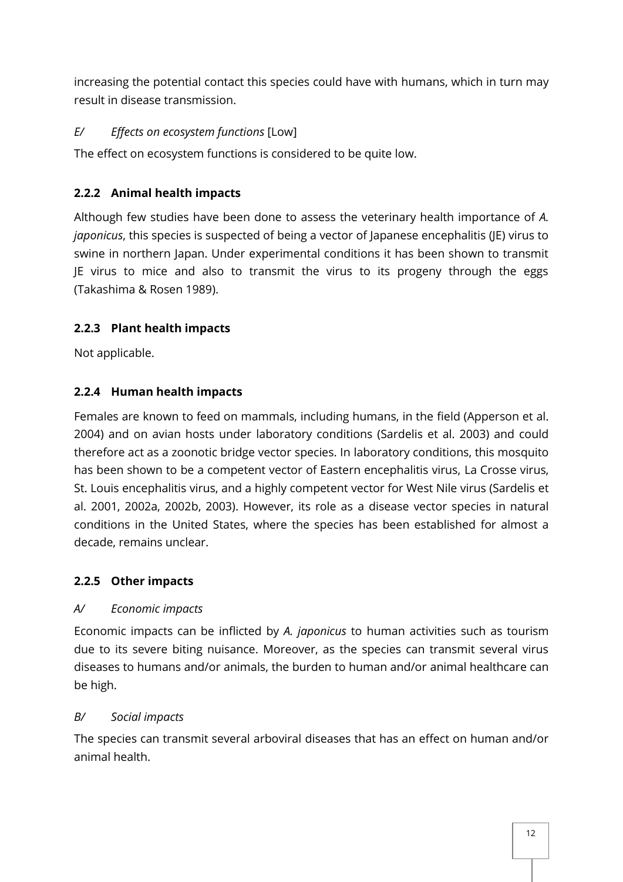increasing the potential contact this species could have with humans, which in turn may result in disease transmission.

*E/ Effects on ecosystem functions* [Low]

The effect on ecosystem functions is considered to be quite low.

### 2.2.2 Animal health impacts

Although few studies have been done to assess the veterinary health importance of *A. japonicus*, this species is suspected of being a vector of Japanese encephalitis (JE) virus to swine in northern Japan. Under experimental conditions it has been shown to transmit JE virus to mice and also to transmit the virus to its progeny through the eggs (Takashima & Rosen 1989).

### 2.2.3 Plant health impacts

Not applicable.

### 2.2.4 Human health impacts

Females are known to feed on mammals, including humans, in the field (Apperson et al. 2004) and on avian hosts under laboratory conditions (Sardelis et al. 2003) and could therefore act as a zoonotic bridge vector species. In laboratory conditions, this mosquito has been shown to be a competent vector of Eastern encephalitis virus, La Crosse virus, St. Louis encephalitis virus, and a highly competent vector for West Nile virus (Sardelis et al. 2001, 2002a, 2002b, 2003). However, its role as a disease vector species in natural conditions in the United States, where the species has been established for almost a decade, remains unclear.

### 2.2.5 Other impacts

*A/ Economic impacts*

Economic impacts can be inflicted by *A. japonicus* to human activities such as tourism due to its severe biting nuisance. Moreover, as the species can transmit several virus diseases to humans and/or animals, the burden to human and/or animal healthcare can be high.

*B/ Social impacts*

The species can transmit several arboviral diseases that has an effect on human and/or animal health.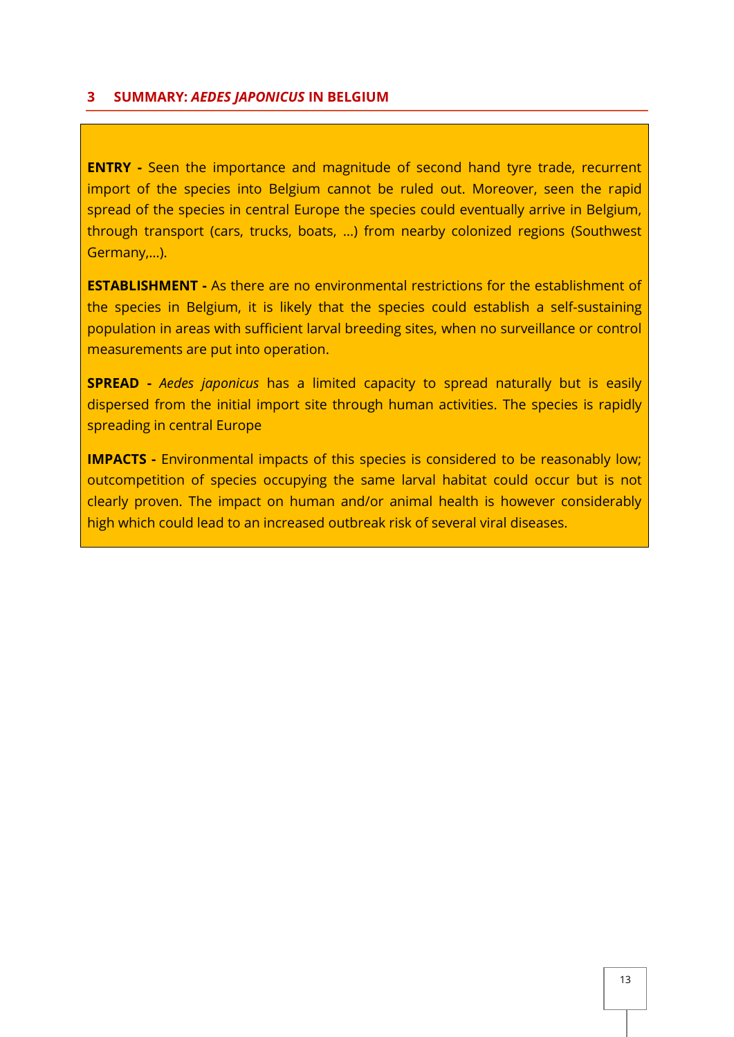## 3 SUMMARY: *AEDES JAPONICUS* IN BELGIUM

**ENTRY -** Seen the importance and magnitude of second hand tyre trade, recurrent import of the species into Belgium cannot be ruled out. Moreover, seen the rapid spread of the species in central Europe the species could eventually arrive in Belgium, through transport (cars, trucks, boats, …) from nearby colonized regions (Southwest Germany,…).

**ESTABLISHMENT -** As there are no environmental restrictions for the establishment of the species in Belgium, it is likely that the species could establish a self-sustaining population in areas with sufficient larval breeding sites, when no surveillance or control measurements are put into operation.

**SPREAD -** *Aedes japonicus* has a limited capacity to spread naturally but is easily dispersed from the initial import site through human activities. The species is rapidly spreading in central Europe

**IMPACTS -** Environmental impacts of this species is considered to be reasonably low; outcompetition of species occupying the same larval habitat could occur but is not clearly proven. The impact on human and/or animal health is however considerably high which could lead to an increased outbreak risk of several viral diseases.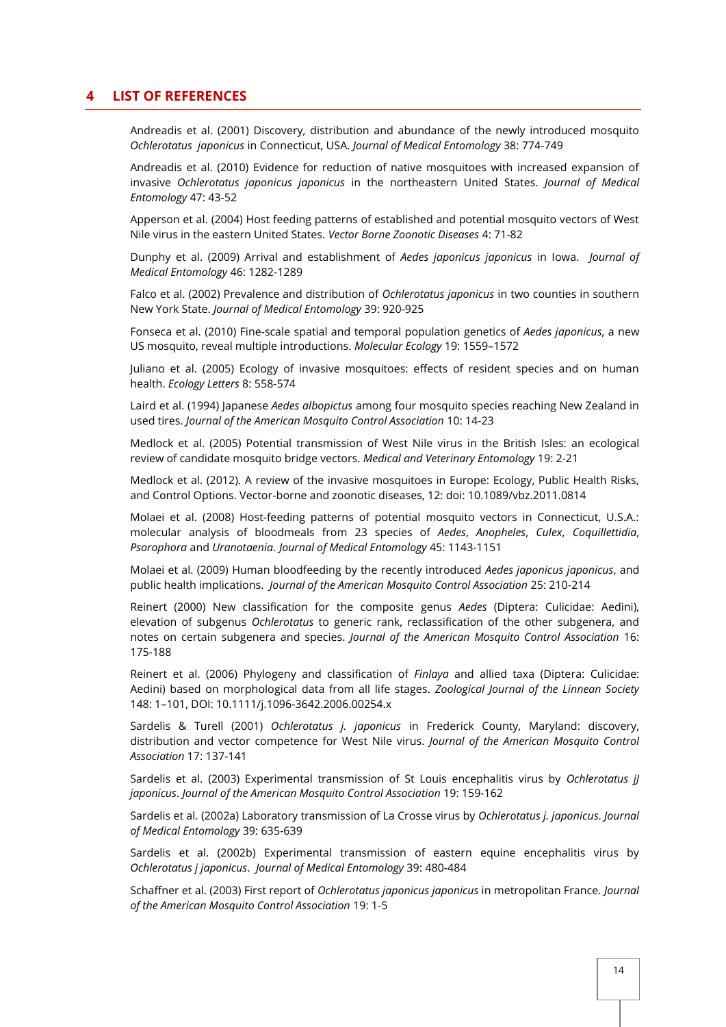## 4 LIST OF REFERENCES

Andreadis et al. (2001) Discovery, distribution and abundance of the newly introduced mosquito *Ochlerotatus japonicus* in Connecticut, USA. *Journal of Medical Entomology* 38: 774-749

Andreadis et al. (2010) Evidence for reduction of native mosquitoes with increased expansion of invasive *Ochlerotatus japonicus japonicus* in the northeastern United States. *Journal of Medical Entomology* 47: 43-52

Apperson et al. (2004) Host feeding patterns of established and potential mosquito vectors of West Nile virus in the eastern United States. *Vector Borne Zoonotic Diseases* 4: 71-82

Dunphy et al. (2009) Arrival and establishment of *Aedes japonicus japonicus* in Iowa. *Journal of Medical Entomology* 46: 1282-1289

Falco et al. (2002) Prevalence and distribution of *Ochlerotatus japonicus* in two counties in southern New York State. *Journal of Medical Entomology* 39: 920-925

Fonseca et al. (2010) Fine-scale spatial and temporal population genetics of *Aedes japonicus*, a new US mosquito, reveal multiple introductions. *Molecular Ecology* 19: 1559–1572

Juliano et al. (2005) Ecology of invasive mosquitoes: effects of resident species and on human health. *Ecology Letters* 8: 558-574

Laird et al. (1994) Japanese *Aedes albopictus* among four mosquito species reaching New Zealand in used tires. *Journal of the American Mosquito Control Association* 10: 14-23

Medlock et al. (2005) Potential transmission of West Nile virus in the British Isles: an ecological review of candidate mosquito bridge vectors. *Medical and Veterinary Entomology* 19: 2-21

Medlock et al. (2012). A review of the invasive mosquitoes in Europe: Ecology, Public Health Risks, and Control Options. Vector-borne and zoonotic diseases, 12: doi: 10.1089/vbz.2011.0814

Molaei et al. (2008) Host-feeding patterns of potential mosquito vectors in Connecticut, U.S.A.: molecular analysis of bloodmeals from 23 species of *Aedes*, *Anopheles*, *Culex*, *Coquillettidia*, *Psorophora* and *Uranotaenia*. *Journal of Medical Entomology* 45: 1143-1151

Molaei et al. (2009) Human bloodfeeding by the recently introduced *Aedes japonicus japonicus*, and public health implications. *Journal of the American Mosquito Control Association* 25: 210-214

Reinert (2000) New classification for the composite genus *Aedes* (Diptera: Culicidae: Aedini), elevation of subgenus *Ochlerotatus* to generic rank, reclassification of the other subgenera, and notes on certain subgenera and species. *Journal of the American Mosquito Control Association* 16: 175-188

Reinert et al. (2006) Phylogeny and classification of *Finlaya* and allied taxa (Diptera: Culicidae: Aedini) based on morphological data from all life stages. *Zoological Journal of the Linnean Society* 148: 1–101, DOI: 10.1111/j.1096-3642.2006.00254.x

Sardelis & Turell (2001) *Ochlerotatus j. japonicus* in Frederick County, Maryland: discovery, distribution and vector competence for West Nile virus. *Journal of the American Mosquito Control Association* 17: 137-141

Sardelis et al. (2003) Experimental transmission of St Louis encephalitis virus by *Ochlerotatus jJ japonicus*. *Journal of the American Mosquito Control Association* 19: 159-162

Sardelis et al. (2002a) Laboratory transmission of La Crosse virus by *Ochlerotatus j. japonicus*. *Journal of Medical Entomology* 39: 635-639

Sardelis et al. (2002b) Experimental transmission of eastern equine encephalitis virus by *Ochlerotatus j japonicus*. *Journal of Medical Entomology* 39: 480-484

Schaffner et al. (2003) First report of *Ochlerotatus japonicus japonicus* in metropolitan France. *Journal of the American Mosquito Control Association* 19: 1-5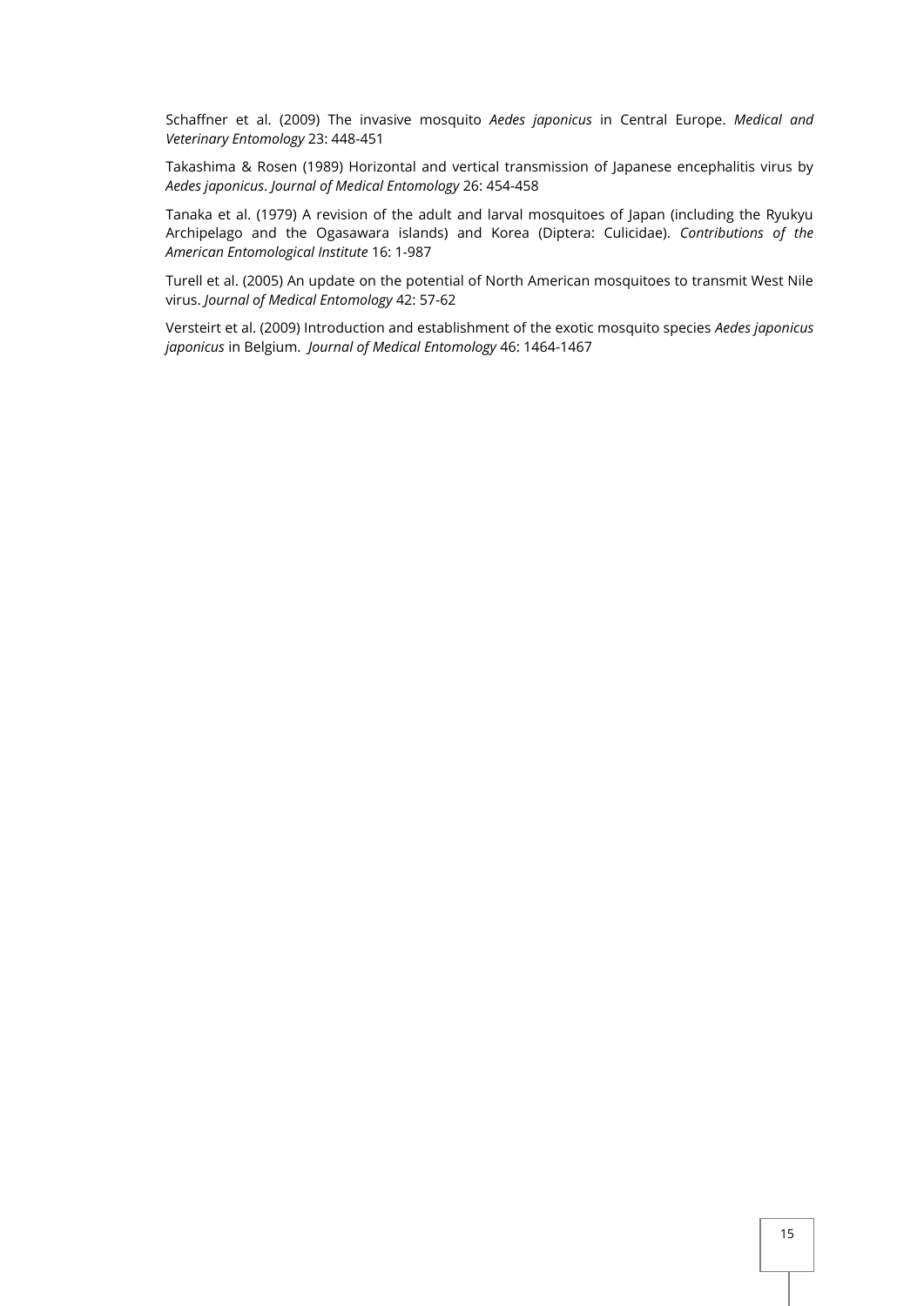Schaffner et al. (2009) The invasive mosquito *Aedes japonicus* in Central Europe. *Medical and Veterinary Entomology* 23: 448-451

Takashima & Rosen (1989) Horizontal and vertical transmission of Japanese encephalitis virus by *Aedes japonicus*. *Journal of Medical Entomology* 26: 454-458

Tanaka et al. (1979) A revision of the adult and larval mosquitoes of Japan (including the Ryukyu Archipelago and the Ogasawara islands) and Korea (Diptera: Culicidae). *Contributions of the American Entomological Institute* 16: 1-987

Turell et al. (2005) An update on the potential of North American mosquitoes to transmit West Nile virus. *Journal of Medical Entomology* 42: 57-62

Versteirt et al. (2009) Introduction and establishment of the exotic mosquito species *Aedes japonicus japonicus* in Belgium. *Journal of Medical Entomology* 46: 1464-1467